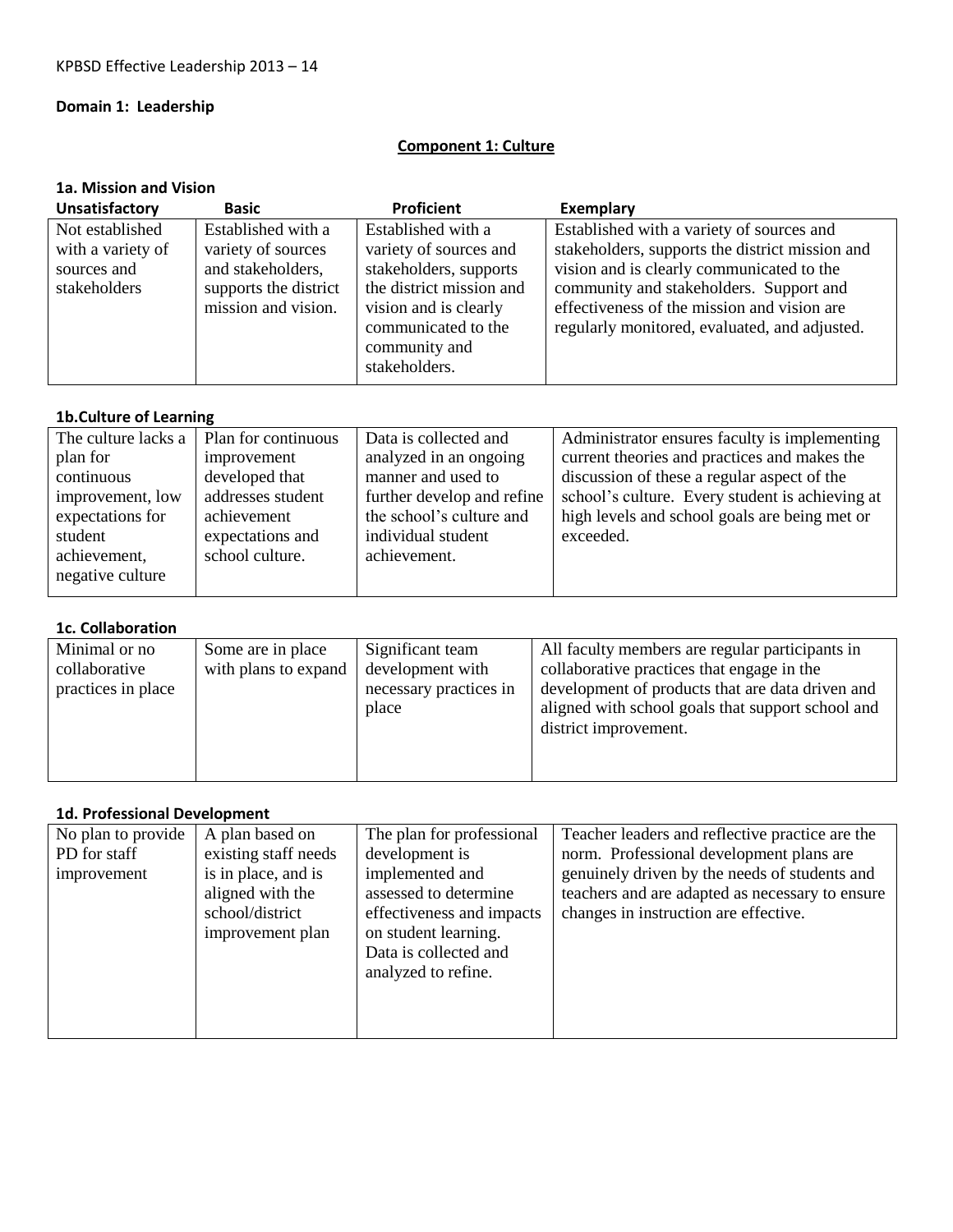KPBSD Effective Leadership 2013 – 14

**Domain 1: Leadership**

## Component 1: Culture

### 1a. Mission and Vision

| Unsatisfactory | Basic | Proficient | Exemplary |
|---|---|---|---|
| Not established with a variety of sources and stakeholders | Established with a variety of sources and stakeholders, supports the district mission and vision. | Established with a variety of sources and stakeholders, supports the district mission and vision and is clearly communicated to the community and stakeholders. | Established with a variety of sources and stakeholders, supports the district mission and vision and is clearly communicated to the community and stakeholders. Support and effectiveness of the mission and vision are regularly monitored, evaluated, and adjusted. |

### 1b.Culture of Learning

| Unsatisfactory | Basic | Proficient | Exemplary |
|---|---|---|---|
| The culture lacks a plan for continuous improvement, low expectations for student achievement, negative culture | Plan for continuous improvement developed that addresses student achievement expectations and school culture. | Data is collected and analyzed in an ongoing manner and used to further develop and refine the school's culture and individual student achievement. | Administrator ensures faculty is implementing current theories and practices and makes the discussion of these a regular aspect of the school's culture. Every student is achieving at high levels and school goals are being met or exceeded. |

### 1c. Collaboration

| Unsatisfactory | Basic | Proficient | Exemplary |
|---|---|---|---|
| Minimal or no collaborative practices in place | Some are in place with plans to expand | Significant team development with necessary practices in place | All faculty members are regular participants in collaborative practices that engage in the development of products that are data driven and aligned with school goals that support school and district improvement. |

### 1d. Professional Development

| Unsatisfactory | Basic | Proficient | Exemplary |
|---|---|---|---|
| No plan to provide PD for staff improvement | A plan based on existing staff needs is in place, and is aligned with the school/district improvement plan | The plan for professional development is implemented and assessed to determine effectiveness and impacts on student learning. Data is collected and analyzed to refine. | Teacher leaders and reflective practice are the norm. Professional development plans are genuinely driven by the needs of students and teachers and are adapted as necessary to ensure changes in instruction are effective. |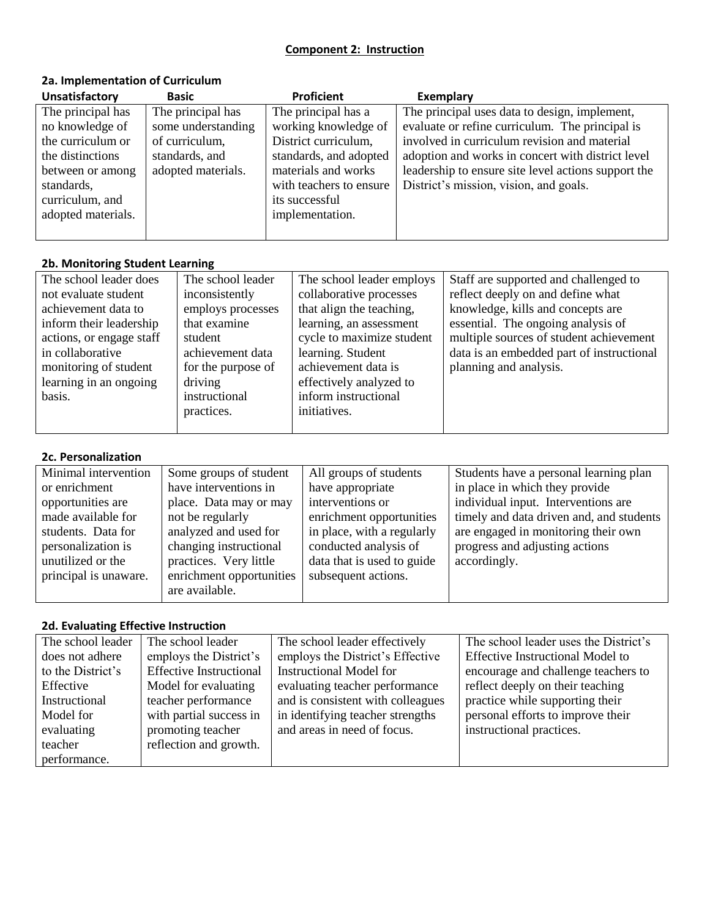**Component 2: Instruction**

### 2a. Implementation of Curriculum

| Unsatisfactory | Basic | Proficient | Exemplary |
|---|---|---|---|
| The principal has no knowledge of the curriculum or the distinctions between or among standards, curriculum, and adopted materials. | The principal has some understanding of curriculum, standards, and adopted materials. | The principal has a working knowledge of District curriculum, standards, and adopted materials and works with teachers to ensure its successful implementation. | The principal uses data to design, implement, evaluate or refine curriculum. The principal is involved in curriculum revision and material adoption and works in concert with district level leadership to ensure site level actions support the District's mission, vision, and goals. |

### 2b. Monitoring Student Learning

| | | | |
|---|---|---|---|
| The school leader does not evaluate student achievement data to inform their leadership actions, or engage staff in collaborative monitoring of student learning in an ongoing basis. | The school leader inconsistently employs processes that examine student achievement data for the purpose of driving instructional practices. | The school leader employs collaborative processes that align the teaching, learning, an assessment cycle to maximize student learning. Student achievement data is effectively analyzed to inform instructional initiatives. | Staff are supported and challenged to reflect deeply on and define what knowledge, kills and concepts are essential. The ongoing analysis of multiple sources of student achievement data is an embedded part of instructional planning and analysis. |

### 2c. Personalization

| | | | |
|---|---|---|---|
| Minimal intervention or enrichment opportunities are made available for students. Data for personalization is unutilized or the principal is unaware. | Some groups of student have interventions in place. Data may or may not be regularly analyzed and used for changing instructional practices. Very little enrichment opportunities are available. | All groups of students have appropriate interventions or enrichment opportunities in place, with a regularly conducted analysis of data that is used to guide subsequent actions. | Students have a personal learning plan in place in which they provide individual input. Interventions are timely and data driven and, and students are engaged in monitoring their own progress and adjusting actions accordingly. |

### 2d. Evaluating Effective Instruction

| | | | |
|---|---|---|---|
| The school leader does not adhere to the District's Effective Instructional Model for evaluating teacher performance. | The school leader employs the District's Effective Instructional Model for evaluating teacher performance with partial success in promoting teacher reflection and growth. | The school leader effectively employs the District's Effective Instructional Model for evaluating teacher performance and is consistent with colleagues in identifying teacher strengths and areas in need of focus. | The school leader uses the District's Effective Instructional Model to encourage and challenge teachers to reflect deeply on their teaching practice while supporting their personal efforts to improve their instructional practices. |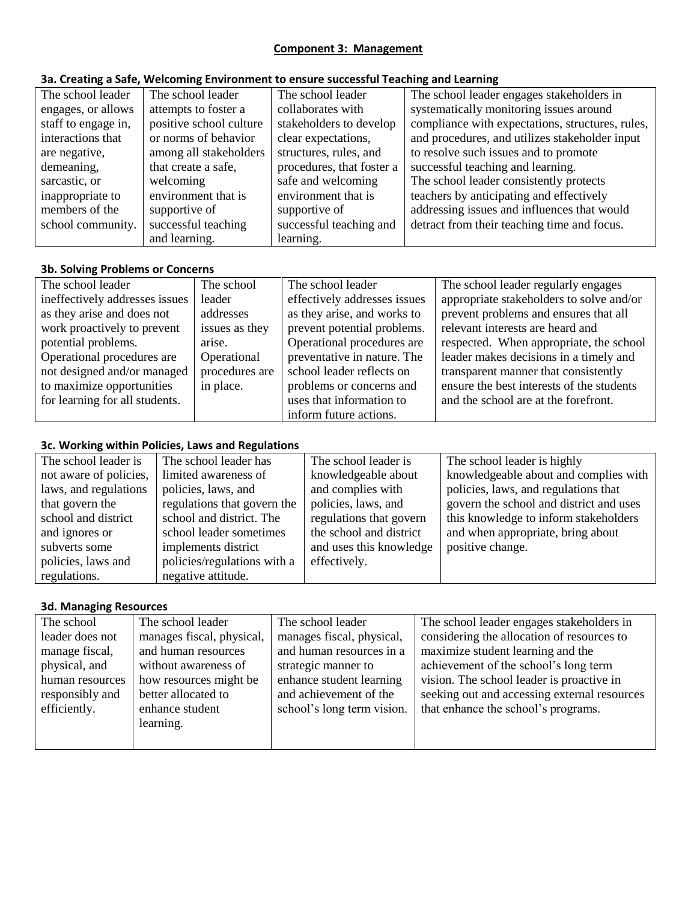**Component 3: Management**

**3a. Creating a Safe, Welcoming Environment to ensure successful Teaching and Learning**

| | | | |
|---|---|---|---|
| The school leader engages, or allows staff to engage in, interactions that are negative, demeaning, sarcastic, or inappropriate to members of the school community. | The school leader attempts to foster a positive school culture or norms of behavior among all stakeholders that create a safe, welcoming environment that is supportive of successful teaching and learning. | The school leader collaborates with stakeholders to develop clear expectations, structures, rules, and procedures, that foster a safe and welcoming environment that is supportive of successful teaching and learning. | The school leader engages stakeholders in systematically monitoring issues around compliance with expectations, structures, rules, and procedures, and utilizes stakeholder input to resolve such issues and to promote successful teaching and learning. The school leader consistently protects teachers by anticipating and effectively addressing issues and influences that would detract from their teaching time and focus. |

**3b. Solving Problems or Concerns**

| | | | |
|---|---|---|---|
| The school leader ineffectively addresses issues as they arise and does not work proactively to prevent potential problems. Operational procedures are not designed and/or managed to maximize opportunities for learning for all students. | The school leader addresses issues as they arise. Operational procedures are in place. | The school leader effectively addresses issues as they arise, and works to prevent potential problems. Operational procedures are preventative in nature. The school leader reflects on problems or concerns and uses that information to inform future actions. | The school leader regularly engages appropriate stakeholders to solve and/or prevent problems and ensures that all relevant interests are heard and respected. When appropriate, the school leader makes decisions in a timely and transparent manner that consistently ensure the best interests of the students and the school are at the forefront. |

**3c. Working within Policies, Laws and Regulations**

| | | | |
|---|---|---|---|
| The school leader is not aware of policies, laws, and regulations that govern the school and district and ignores or subverts some policies, laws and regulations. | The school leader has limited awareness of policies, laws, and regulations that govern the school and district. The school leader sometimes implements district policies/regulations with a negative attitude. | The school leader is knowledgeable about and complies with policies, laws, and regulations that govern the school and district and uses this knowledge effectively. | The school leader is highly knowledgeable about and complies with policies, laws, and regulations that govern the school and district and uses this knowledge to inform stakeholders and when appropriate, bring about positive change. |

**3d. Managing Resources**

| | | | |
|---|---|---|---|
| The school leader does not manage fiscal, physical, and human resources responsibly and efficiently. | The school leader manages fiscal, physical, and human resources without awareness of how resources might be better allocated to enhance student learning. | The school leader manages fiscal, physical, and human resources in a strategic manner to enhance student learning and achievement of the school's long term vision. | The school leader engages stakeholders in considering the allocation of resources to maximize student learning and the achievement of the school's long term vision. The school leader is proactive in seeking out and accessing external resources that enhance the school's programs. |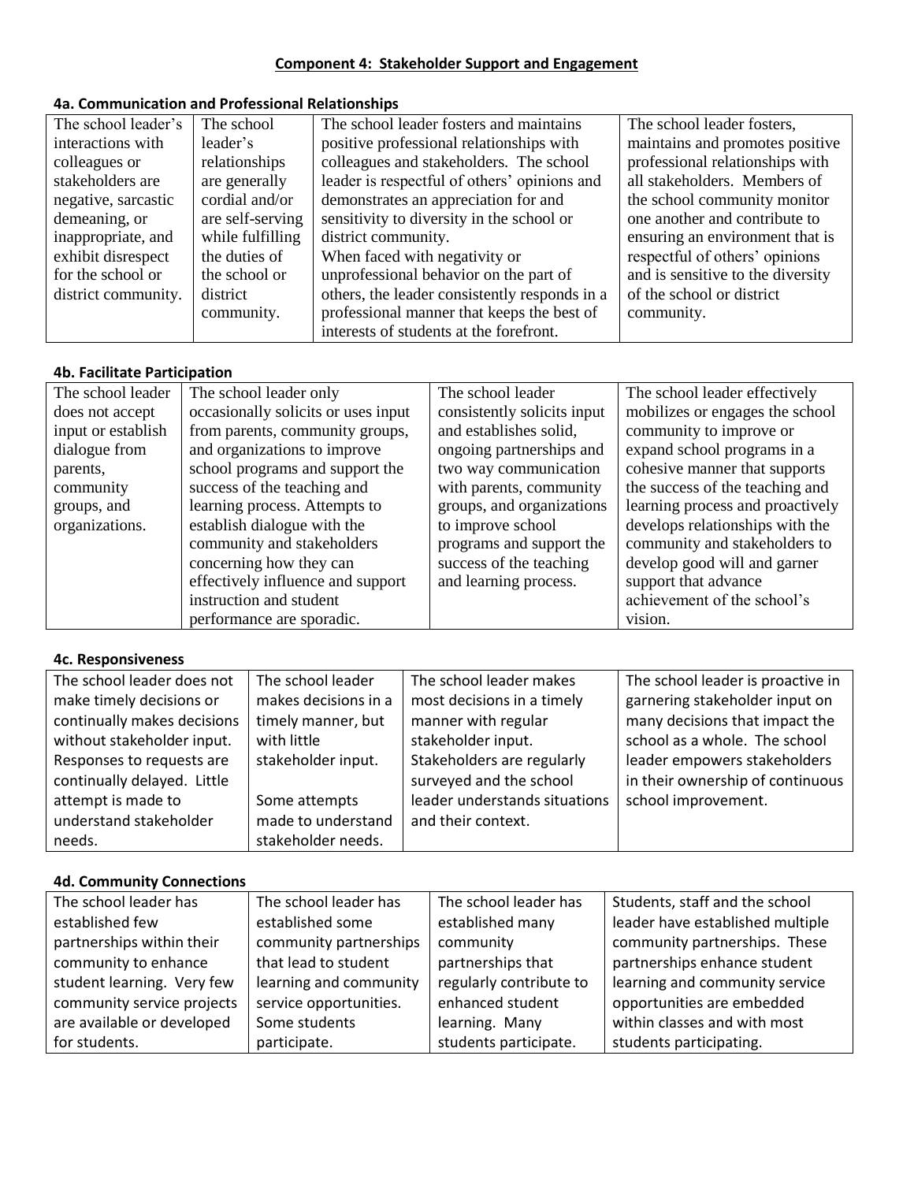## Component 4: Stakeholder Support and Engagement

### 4a. Communication and Professional Relationships

| | | | |
|---|---|---|---|
| The school leader's interactions with colleagues or stakeholders are negative, sarcastic demeaning, or inappropriate, and exhibit disrespect for the school or district community. | The school leader's relationships are generally cordial and/or are self-serving while fulfilling the duties of the school or district community. | The school leader fosters and maintains positive professional relationships with colleagues and stakeholders. The school leader is respectful of others' opinions and demonstrates an appreciation for and sensitivity to diversity in the school or district community. When faced with negativity or unprofessional behavior on the part of others, the leader consistently responds in a professional manner that keeps the best of interests of students at the forefront. | The school leader fosters, maintains and promotes positive professional relationships with all stakeholders. Members of the school community monitor one another and contribute to ensuring an environment that is respectful of others' opinions and is sensitive to the diversity of the school or district community. |

### 4b. Facilitate Participation

| | | | |
|---|---|---|---|
| The school leader does not accept input or establish dialogue from parents, community groups, and organizations. | The school leader only occasionally solicits or uses input from parents, community groups, and organizations to improve school programs and support the success of the teaching and learning process. Attempts to establish dialogue with the community and stakeholders concerning how they can effectively influence and support instruction and student performance are sporadic. | The school leader consistently solicits input and establishes solid, ongoing partnerships and two way communication with parents, community groups, and organizations to improve school programs and support the success of the teaching and learning process. | The school leader effectively mobilizes or engages the school community to improve or expand school programs in a cohesive manner that supports the success of the teaching and learning process and proactively develops relationships with the community and stakeholders to develop good will and garner support that advance achievement of the school's vision. |

### 4c. Responsiveness

| | | | |
|---|---|---|---|
| The school leader does not make timely decisions or continually makes decisions without stakeholder input. Responses to requests are continually delayed. Little attempt is made to understand stakeholder needs. | The school leader makes decisions in a timely manner, but with little stakeholder input.<br><br>Some attempts made to understand stakeholder needs. | The school leader makes most decisions in a timely manner with regular stakeholder input. Stakeholders are regularly surveyed and the school leader understands situations and their context. | The school leader is proactive in garnering stakeholder input on many decisions that impact the school as a whole. The school leader empowers stakeholders in their ownership of continuous school improvement. |

### 4d. Community Connections

| | | | |
|---|---|---|---|
| The school leader has established few partnerships within their community to enhance student learning. Very few community service projects are available or developed for students. | The school leader has established some community partnerships that lead to student learning and community service opportunities. Some students participate. | The school leader has established many community partnerships that regularly contribute to enhanced student learning. Many students participate. | Students, staff and the school leader have established multiple community partnerships. These partnerships enhance student learning and community service opportunities are embedded within classes and with most students participating. |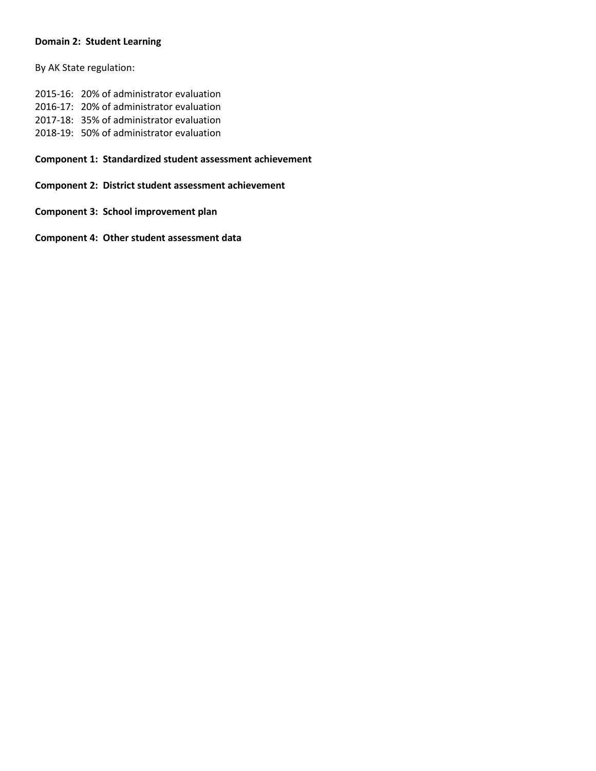**Domain 2: Student Learning**

By AK State regulation:

2015-16: 20% of administrator evaluation
2016-17: 20% of administrator evaluation
2017-18: 35% of administrator evaluation
2018-19: 50% of administrator evaluation

**Component 1: Standardized student assessment achievement**

**Component 2: District student assessment achievement**

**Component 3: School improvement plan**

**Component 4: Other student assessment data**